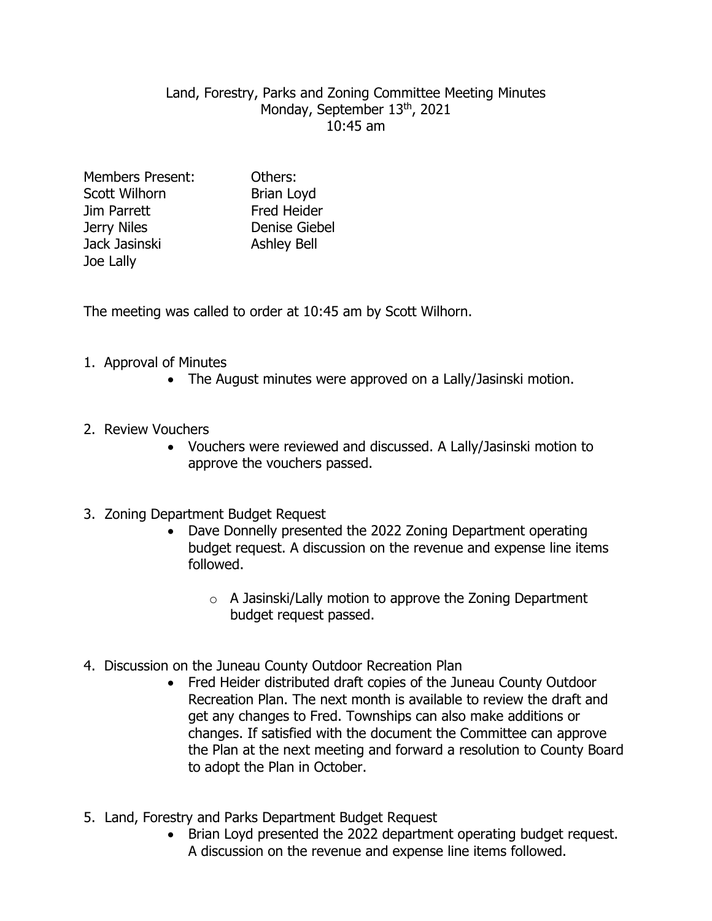Land, Forestry, Parks and Zoning Committee Meeting Minutes
Monday, September 13th, 2021
10:45 am

| Members Present: | Others: |
| --- | --- |
| Scott Wilhorn | Brian Loyd |
| Jim Parrett | Fred Heider |
| Jerry Niles | Denise Giebel |
| Jack Jasinski | Ashley Bell |
| Joe Lally | |

The meeting was called to order at 10:45 am by Scott Wilhorn.

1. Approval of Minutes
   - The August minutes were approved on a Lally/Jasinski motion.

2. Review Vouchers
   - Vouchers were reviewed and discussed. A Lally/Jasinski motion to approve the vouchers passed.

3. Zoning Department Budget Request
   - Dave Donnelly presented the 2022 Zoning Department operating budget request. A discussion on the revenue and expense line items followed.
     - A Jasinski/Lally motion to approve the Zoning Department budget request passed.

4. Discussion on the Juneau County Outdoor Recreation Plan
   - Fred Heider distributed draft copies of the Juneau County Outdoor Recreation Plan. The next month is available to review the draft and get any changes to Fred. Townships can also make additions or changes. If satisfied with the document the Committee can approve the Plan at the next meeting and forward a resolution to County Board to adopt the Plan in October.

5. Land, Forestry and Parks Department Budget Request
   - Brian Loyd presented the 2022 department operating budget request. A discussion on the revenue and expense line items followed.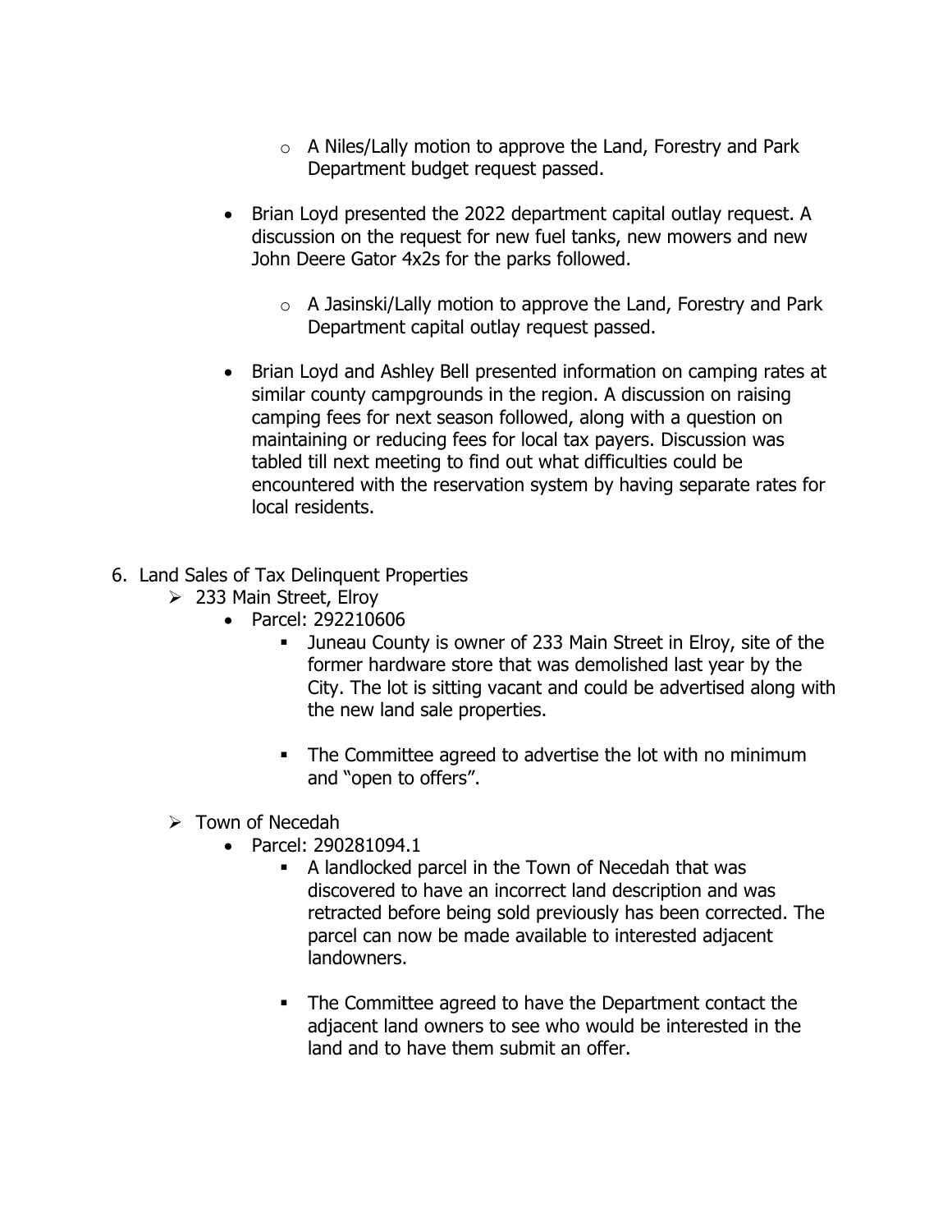- A Niles/Lally motion to approve the Land, Forestry and Park Department budget request passed.

- Brian Loyd presented the 2022 department capital outlay request. A discussion on the request for new fuel tanks, new mowers and new John Deere Gator 4x2s for the parks followed.

    - A Jasinski/Lally motion to approve the Land, Forestry and Park Department capital outlay request passed.

- Brian Loyd and Ashley Bell presented information on camping rates at similar county campgrounds in the region. A discussion on raising camping fees for next season followed, along with a question on maintaining or reducing fees for local tax payers. Discussion was tabled till next meeting to find out what difficulties could be encountered with the reservation system by having separate rates for local residents.

6. Land Sales of Tax Delinquent Properties
    - 233 Main Street, Elroy
        - Parcel: 292210606
            - Juneau County is owner of 233 Main Street in Elroy, site of the former hardware store that was demolished last year by the City. The lot is sitting vacant and could be advertised along with the new land sale properties.

            - The Committee agreed to advertise the lot with no minimum and "open to offers".

    - Town of Necedah
        - Parcel: 290281094.1
            - A landlocked parcel in the Town of Necedah that was discovered to have an incorrect land description and was retracted before being sold previously has been corrected. The parcel can now be made available to interested adjacent landowners.

            - The Committee agreed to have the Department contact the adjacent land owners to see who would be interested in the land and to have them submit an offer.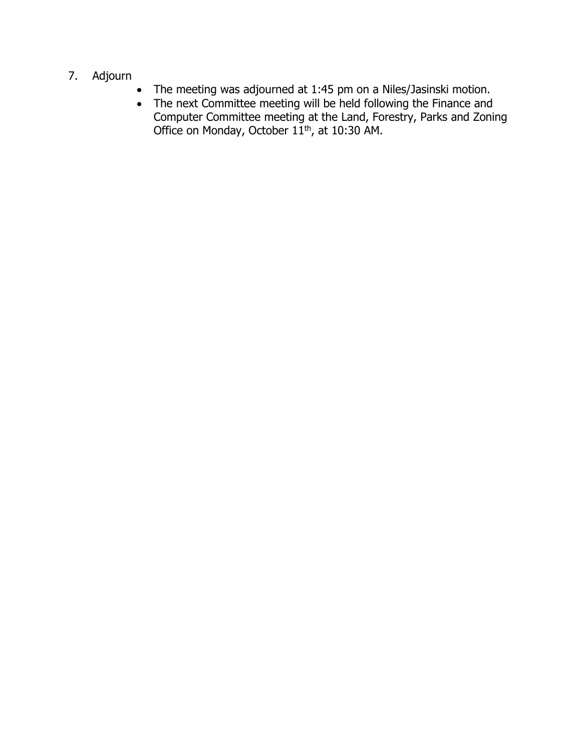7. Adjourn
    - The meeting was adjourned at 1:45 pm on a Niles/Jasinski motion.
    - The next Committee meeting will be held following the Finance and Computer Committee meeting at the Land, Forestry, Parks and Zoning Office on Monday, October 11th, at 10:30 AM.